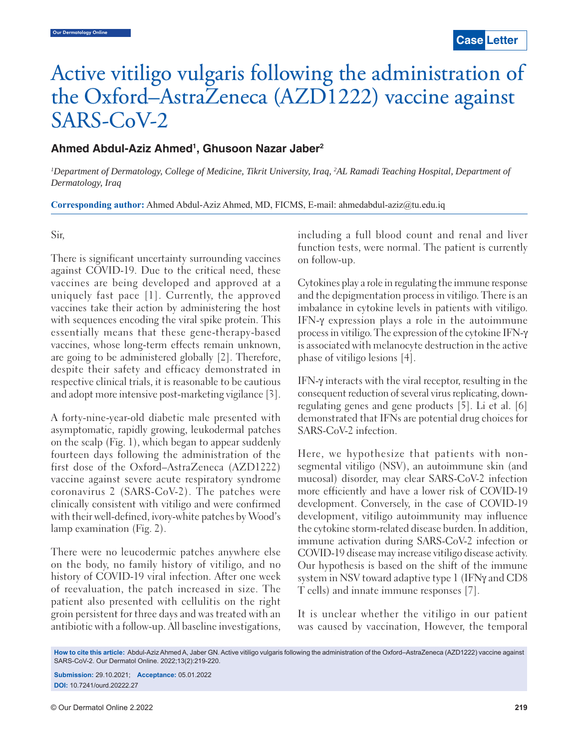Case Letter

# Active vitiligo vulgaris following the administration of the Oxford–AstraZeneca (AZD1222) vaccine against SARS-CoV-2

**Ahmed Abdul-Aziz Ahmed[1], Ghusoon Nazar Jaber[2]**

*[1]Department of Dermatology, College of Medicine, Tikrit University, Iraq, [2]AL Ramadi Teaching Hospital, Department of Dermatology, Iraq*

**Corresponding author:** Ahmed Abdul-Aziz Ahmed, MD, FICMS, E-mail: ahmedabdul-aziz@tu.edu.iq

Sir,

There is significant uncertainty surrounding vaccines against COVID-19. Due to the critical need, these vaccines are being developed and approved at a uniquely fast pace [1]. Currently, the approved vaccines take their action by administering the host with sequences encoding the viral spike protein. This essentially means that these gene-therapy-based vaccines, whose long-term effects remain unknown, are going to be administered globally [2]. Therefore, despite their safety and efficacy demonstrated in respective clinical trials, it is reasonable to be cautious and adopt more intensive post-marketing vigilance [3].

A forty-nine-year-old diabetic male presented with asymptomatic, rapidly growing, leukodermal patches on the scalp (Fig. 1), which began to appear suddenly fourteen days following the administration of the first dose of the Oxford–AstraZeneca (AZD1222) vaccine against severe acute respiratory syndrome coronavirus 2 (SARS-CoV-2). The patches were clinically consistent with vitiligo and were confirmed with their well-defined, ivory-white patches by Wood's lamp examination (Fig. 2).

There were no leucodermic patches anywhere else on the body, no family history of vitiligo, and no history of COVID-19 viral infection. After one week of reevaluation, the patch increased in size. The patient also presented with cellulitis on the right groin persistent for three days and was treated with an antibiotic with a follow-up. All baseline investigations, including a full blood count and renal and liver function tests, were normal. The patient is currently on follow-up.

Cytokines play a role in regulating the immune response and the depigmentation process in vitiligo. There is an imbalance in cytokine levels in patients with vitiligo. IFN-γ expression plays a role in the autoimmune process in vitiligo. The expression of the cytokine IFN-γ is associated with melanocyte destruction in the active phase of vitiligo lesions [4].

IFN-γ interacts with the viral receptor, resulting in the consequent reduction of several virus replicating, down-regulating genes and gene products [5]. Li et al. [6] demonstrated that IFNs are potential drug choices for SARS-CoV-2 infection.

Here, we hypothesize that patients with non-segmental vitiligo (NSV), an autoimmune skin (and mucosal) disorder, may clear SARS-CoV-2 infection more efficiently and have a lower risk of COVID-19 development. Conversely, in the case of COVID-19 development, vitiligo autoimmunity may influence the cytokine storm-related disease burden. In addition, immune activation during SARS-CoV-2 infection or COVID-19 disease may increase vitiligo disease activity. Our hypothesis is based on the shift of the immune system in NSV toward adaptive type 1 (IFNγ and CD8 T cells) and innate immune responses [7].

It is unclear whether the vitiligo in our patient was caused by vaccination, However, the temporal

**How to cite this article:** Abdul-Aziz Ahmed A, Jaber GN. Active vitiligo vulgaris following the administration of the Oxford–AstraZeneca (AZD1222) vaccine against SARS-CoV-2. Our Dermatol Online. 2022;13(2):219-220.

**Submission:** 29.10.2021; **Acceptance:** 05.01.2022

**DOI:** 10.7241/ourd.20222.27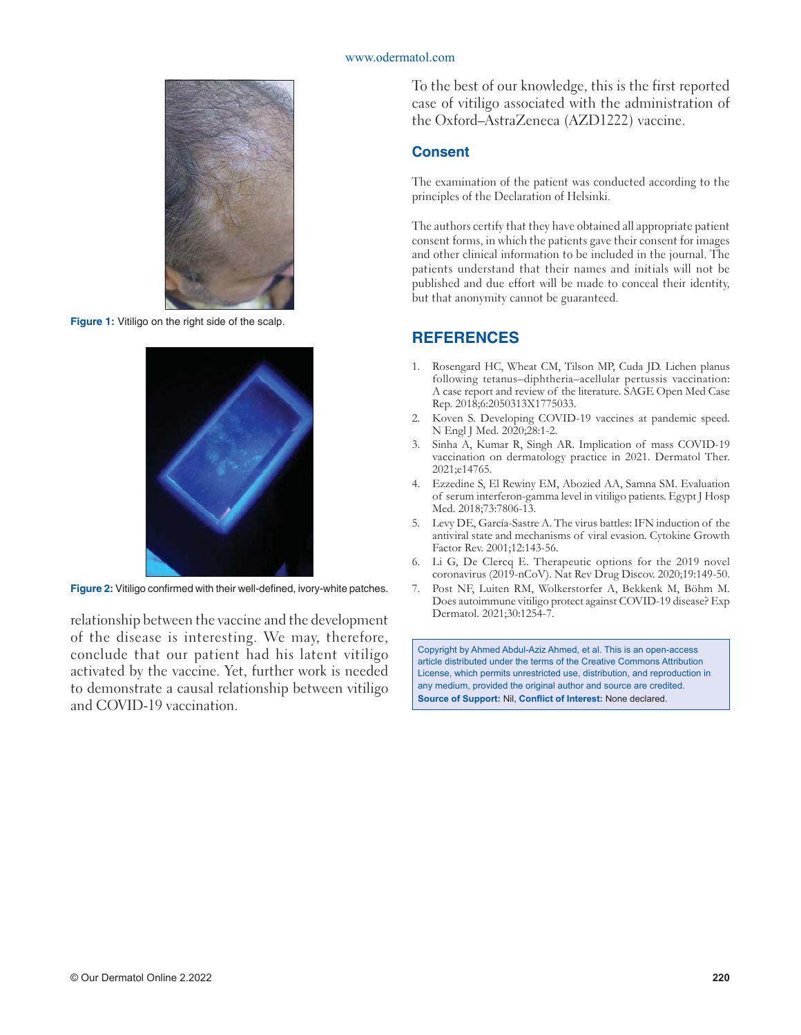Figure 1: Vitiligo on the right side of the scalp.

Figure 2: Vitiligo confirmed with their well-defined, ivory-white patches.

relationship between the vaccine and the development of the disease is interesting. We may, therefore, conclude that our patient had his latent vitiligo activated by the vaccine. Yet, further work is needed to demonstrate a causal relationship between vitiligo and COVID-19 vaccination.

To the best of our knowledge, this is the first reported case of vitiligo associated with the administration of the Oxford–AstraZeneca (AZD1222) vaccine.

## Consent

The examination of the patient was conducted according to the principles of the Declaration of Helsinki.

The authors certify that they have obtained all appropriate patient consent forms, in which the patients gave their consent for images and other clinical information to be included in the journal. The patients understand that their names and initials will not be published and due effort will be made to conceal their identity, but that anonymity cannot be guaranteed.

## REFERENCES

1. Rosengard HC, Wheat CM, Tilson MP, Cuda JD. Lichen planus following tetanus–diphtheria–acellular pertussis vaccination: A case report and review of the literature. SAGE Open Med Case Rep. 2018;6:2050313X1775033.
2. Koven S. Developing COVID-19 vaccines at pandemic speed. N Engl J Med. 2020;28:1-2.
3. Sinha A, Kumar R, Singh AR. Implication of mass COVID-19 vaccination on dermatology practice in 2021. Dermatol Ther. 2021;e14765.
4. Ezzedine S, El Rewiny EM, Abozied AA, Samna SM. Evaluation of serum interferon-gamma level in vitiligo patients. Egypt J Hosp Med. 2018;73:7806-13.
5. Levy DE, García-Sastre A. The virus battles: IFN induction of the antiviral state and mechanisms of viral evasion. Cytokine Growth Factor Rev. 2001;12:143-56.
6. Li G, De Clercq E. Therapeutic options for the 2019 novel coronavirus (2019-nCoV). Nat Rev Drug Discov. 2020;19:149-50.
7. Post NF, Luiten RM, Wolkerstorfer A, Bekkenk M, Böhm M. Does autoimmune vitiligo protect against COVID-19 disease? Exp Dermatol. 2021;30:1254-7.

Copyright by Ahmed Abdul-Aziz Ahmed, et al. This is an open-access article distributed under the terms of the Creative Commons Attribution License, which permits unrestricted use, distribution, and reproduction in any medium, provided the original author and source are credited.
**Source of Support:** Nil, **Conflict of Interest:** None declared.